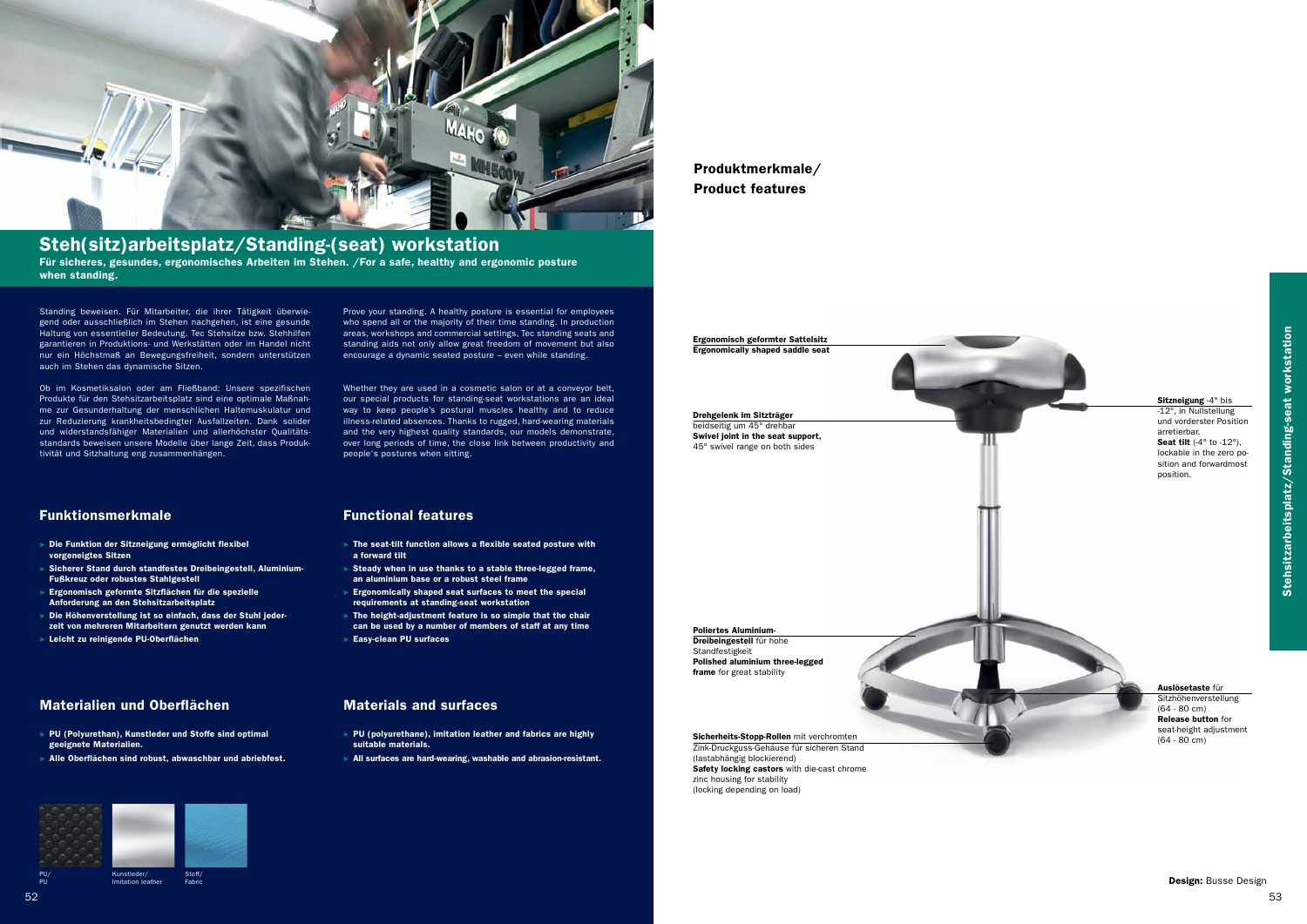# Steh(sitz)arbeitsplatz/Standing-(seat) workstation

**Für sicheres, gesundes, ergonomisches Arbeiten im Stehen. /For a safe, healthy and ergonomic posture when standing.**

Standing beweisen. Für Mitarbeiter, die ihrer Tätigkeit überwiegend oder ausschließlich im Stehen nachgehen, ist eine gesunde Haltung von essentieller Bedeutung. Tec Stehsitze bzw. Stehhilfen garantieren in Produktions- und Werkstätten oder im Handel nicht nur ein Höchstmaß an Bewegungsfreiheit, sondern unterstützen auch im Stehen das dynamische Sitzen.

Ob im Kosmetiksalon oder am Fließband: Unsere spezifischen Produkte für den Stehsitzarbeitsplatz sind eine optimale Maßnahme zur Gesunderhaltung der menschlichen Haltemuskulatur und zur Reduzierung krankheitsbedingter Ausfallzeiten. Dank solider und widerstandsfähiger Materialien und allerhöchster Qualitätsstandards beweisen unsere Modelle über lange Zeit, dass Produktivität und Sitzhaltung eng zusammenhängen.

Prove your standing. A healthy posture is essential for employees who spend all or the majority of their time standing. In production areas, workshops and commercial settings, Tec standing seats and standing aids not only allow great freedom of movement but also encourage a dynamic seated posture – even while standing.

Whether they are used in a cosmetic salon or at a conveyor belt, our special products for standing-seat workstations are an ideal way to keep people's postural muscles healthy and to reduce illness-related absences. Thanks to rugged, hard-wearing materials and the very highest quality standards, our models demonstrate, over long periods of time, the close link between productivity and people's postures when sitting.

## Funktionsmerkmale

- **Die Funktion der Sitzneigung ermöglicht flexibel vorgeneigtes Sitzen**
- **Sicherer Stand durch standfestes Dreibeingestell, Aluminium-Fußkreuz oder robustes Stahlgestell**
- **Ergonomisch geformte Sitzflächen für die spezielle Anforderung an den Stehsitzarbeitsplatz**
- **Die Höhenverstellung ist so einfach, dass der Stuhl jederzeit von mehreren Mitarbeitern genutzt werden kann**
- **Leicht zu reinigende PU-Oberflächen**

## Functional features

- **The seat-tilt function allows a flexible seated posture with a forward tilt**
- **Steady when in use thanks to a stable three-legged frame, an aluminium base or a robust steel frame**
- **Ergonomically shaped seat surfaces to meet the special requirements at standing-seat workstation**
- **The height-adjustment feature is so simple that the chair can be used by a number of members of staff at any time**
- **Easy-clean PU surfaces**

## Materialien und Oberflächen

- **PU (Polyurethan), Kunstleder und Stoffe sind optimal geeignete Materialien.**
- **Alle Oberflächen sind robust, abwaschbar und abriebfest.**

## Materials and surfaces

- **PU (polyurethane), imitation leather and fabrics are highly suitable materials.**
- **All surfaces are hard-wearing, washable and abrasion-resistant.**

PU/ PU

Kunstleder/ Imitation leather

Stoff/ Fabric

## Produktmerkmale/ Product features

**Ergonomisch geformter Sattelsitz**
**Ergonomically shaped saddle seat**

**Drehgelenk im Sitzträger** beidseitig um 45° drehbar
**Swivel joint in the seat support,** 45° swivel range on both sides

**Sitzneigung** -4° bis -12°, in Nullstellung und vorderster Position arretierbar.
**Seat tilt** (-4° to -12°), lockable in the zero position and forwardmost position.

**Poliertes Aluminium-Dreibeingestell** für hohe Standfestigkeit
**Polished aluminium three-legged frame** for great stability

**Auslösetaste** für Sitzhöhenverstellung (64 - 80 cm)
**Release button** for seat-height adjustment (64 - 80 cm)

**Sicherheits-Stopp-Rollen** mit verchromten Zink-Druckguss-Gehäuse für sicheren Stand (lastabhängig blockierend)
**Safety locking castors** with die-cast chrome zinc housing for stability (locking depending on load)

**Design:** Busse Design

Stehsitzarbeitsplatz/Standing-seat workstation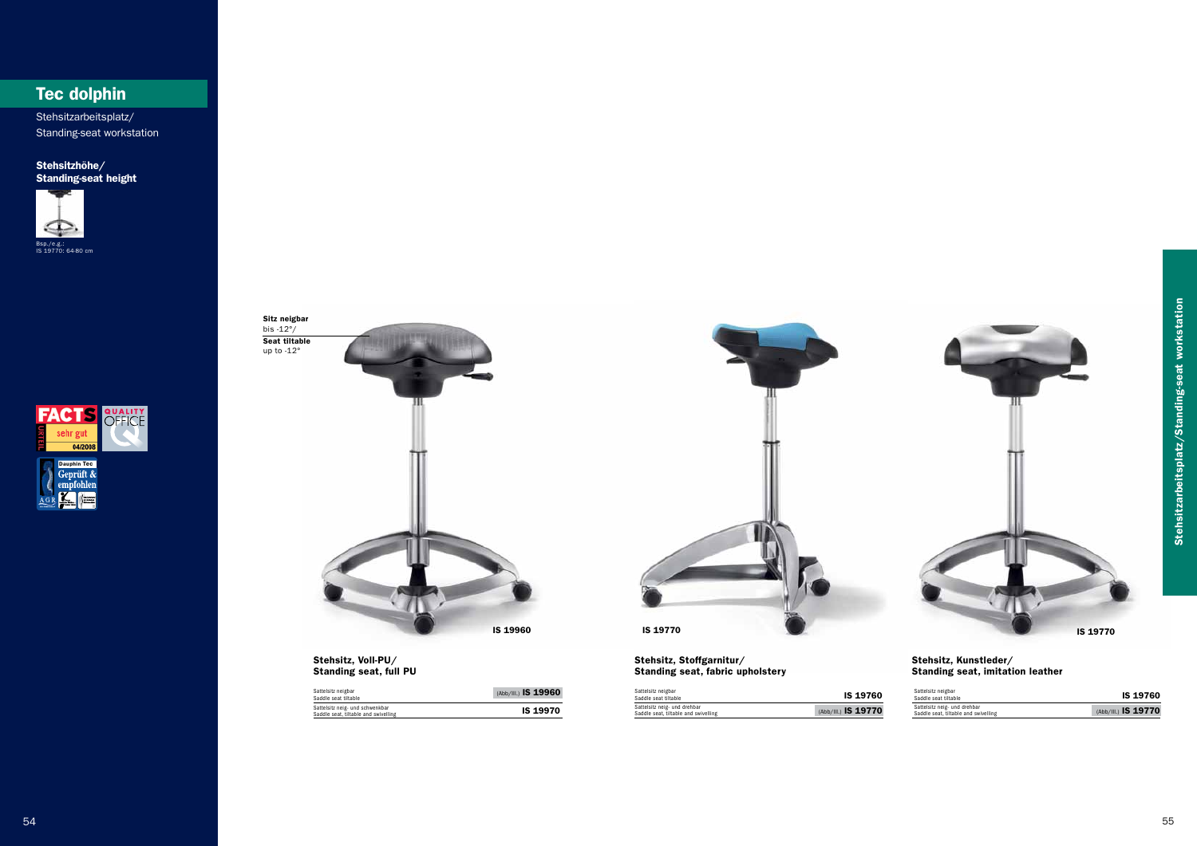## Tec dolphin

Stehsitzarbeitsplatz/
Standing-seat workstation

**Stehsitzhöhe/**
**Standing-seat height**

Bsp./e.g.:
IS 19770: 64-80 cm

**Sitz neigbar**
bis -12°/
**Seat tiltable**
up to -12°

IS 19960

IS 19770

IS 19770

### Stehsitz, Voll-PU/ Standing seat, full PU

| | |
|---|---|
| Sattelsitz neigbar<br>Saddle seat tiltable | (Abb/Ill.) **IS 19960** |
| Sattelsitz neig- und schwenkbar<br>Saddle seat, tiltable and swivelling | **IS 19970** |

### Stehsitz, Stoffgarnitur/ Standing seat, fabric upholstery

| | |
|---|---|
| Sattelsitz neigbar<br>Saddle seat tiltable | **IS 19760** |
| Sattelsitz neig- und drehbar<br>Saddle seat, tiltable and swivelling | (Abb/Ill.) **IS 19770** |

### Stehsitz, Kunstleder/ Standing seat, imitation leather

| | |
|---|---|
| Sattelsitz neigbar<br>Saddle seat tiltable | **IS 19760** |
| Sattelsitz neig- und drehbar<br>Saddle seat, tiltable and swivelling | (Abb/Ill.) **IS 19770** |

Stehsitzarbeitsplatz/Standing-seat workstation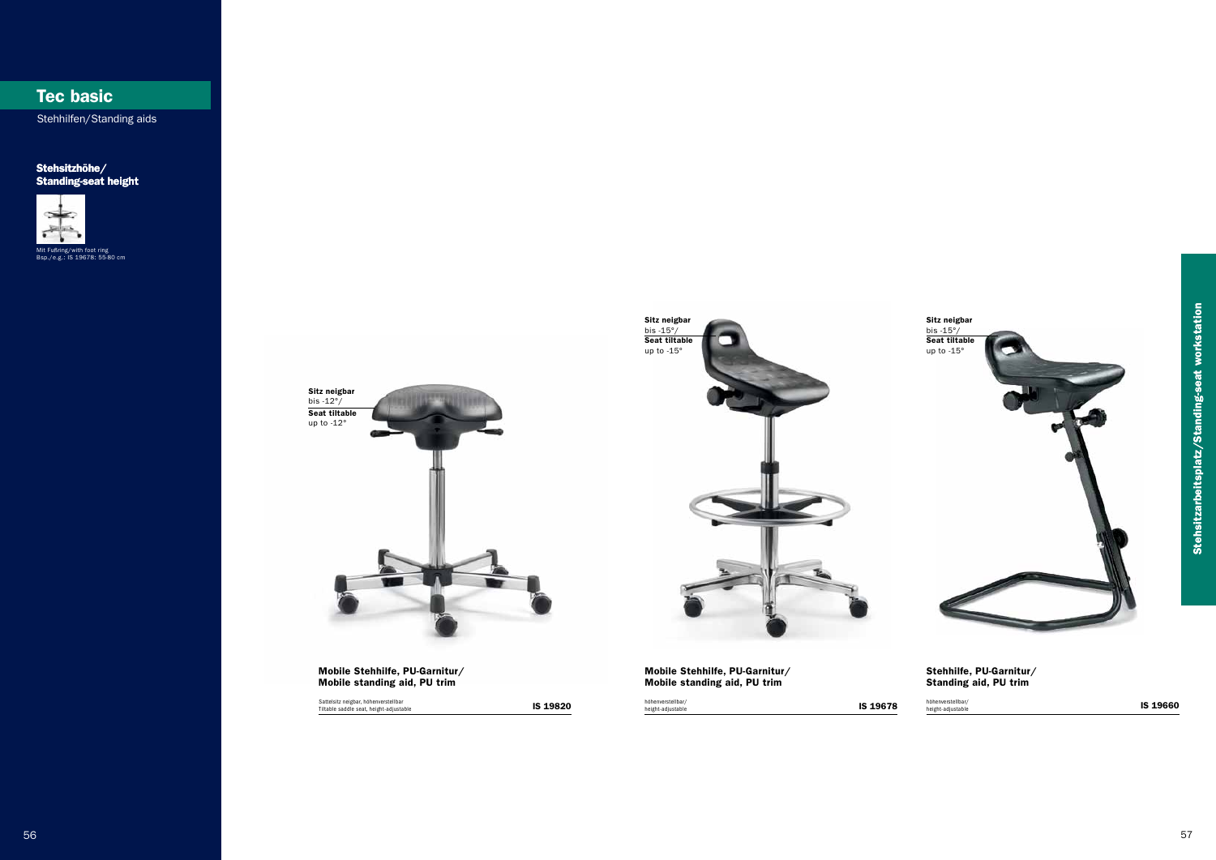# Tec basic

Stehhilfen/Standing aids

**Stehsitzhöhe/ Standing-seat height**

Mit Fußring/with foot ring
Bsp./e.g.: IS 19678: 55-80 cm

Stehsitzarbeitsplatz/Standing-seat workstation

**Sitz neigbar** bis -12°/
**Seat tiltable** up to -12°

**Mobile Stehhilfe, PU-Garnitur/ Mobile standing aid, PU trim**

Sattelsitz neigbar, höhenverstellbar
Tiltable saddle seat, height-adjustable — **IS 19820**

**Sitz neigbar** bis -15°/
**Seat tiltable** up to -15°

**Mobile Stehhilfe, PU-Garnitur/ Mobile standing aid, PU trim**

höhenverstellbar/
height-adjustable — **IS 19678**

**Sitz neigbar** bis -15°/
**Seat tiltable** up to -15°

**Stehhilfe, PU-Garnitur/ Standing aid, PU trim**

höhenverstellbar/
height-adjustable — **IS 19660**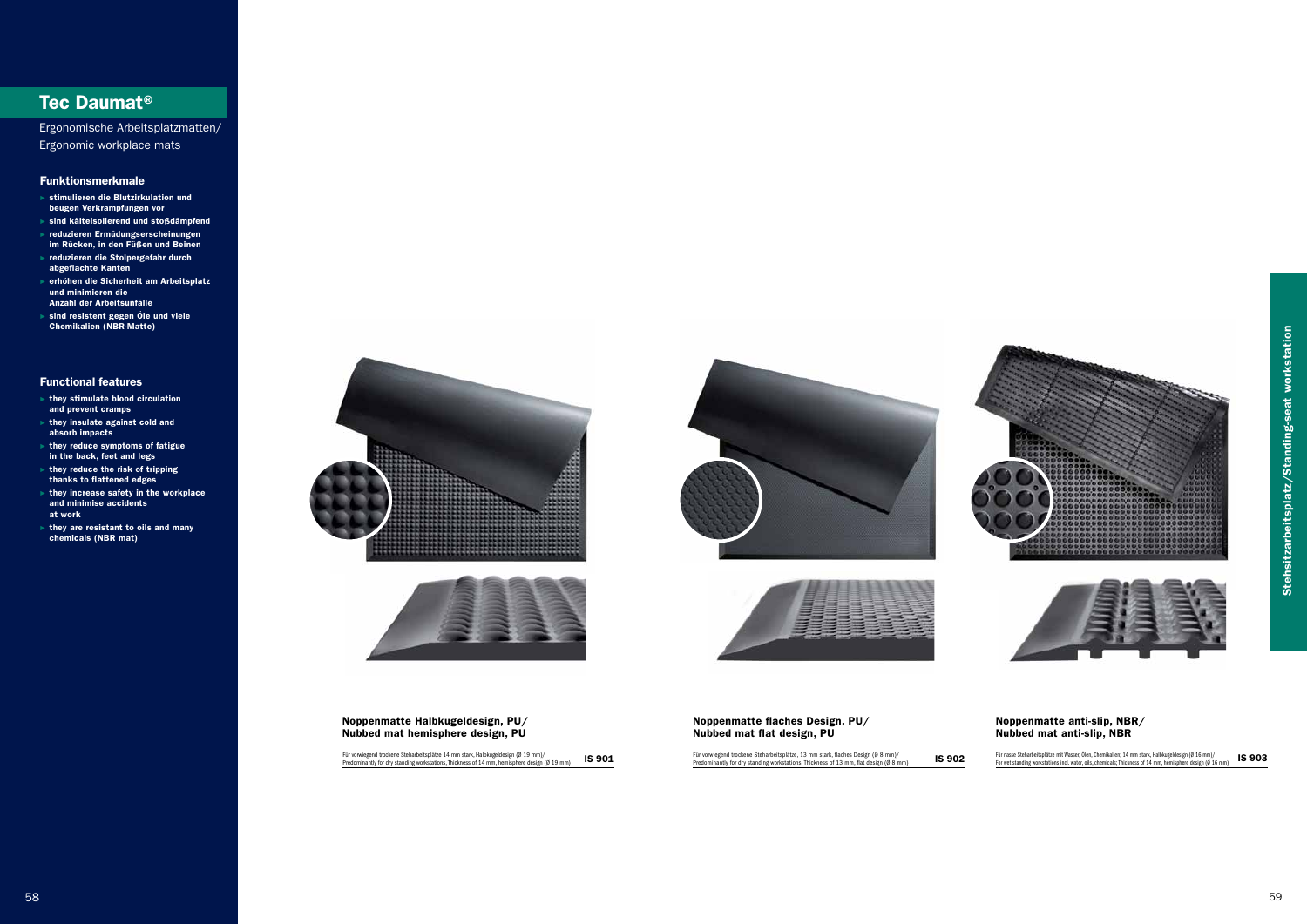# Tec Daumat®

Ergonomische Arbeitsplatzmatten/
Ergonomic workplace mats

## Funktionsmerkmale

- stimulieren die Blutzirkulation und beugen Verkrampfungen vor
- sind kälteisolierend und stoßdämpfend
- reduzieren Ermüdungserscheinungen im Rücken, in den Füßen und Beinen
- reduzieren die Stolpergefahr durch abgeflachte Kanten
- erhöhen die Sicherheit am Arbeitsplatz und minimieren die Anzahl der Arbeitsunfälle
- sind resistent gegen Öle und viele Chemikalien (NBR-Matte)

## Functional features

- they stimulate blood circulation and prevent cramps
- they insulate against cold and absorb impacts
- they reduce symptoms of fatigue in the back, feet and legs
- they reduce the risk of tripping thanks to flattened edges
- they increase safety in the workplace and minimise accidents at work
- they are resistant to oils and many chemicals (NBR mat)

**Noppenmatte Halbkugeldesign, PU/**
**Nubbed mat hemisphere design, PU**

Für vorwiegend trockene Steharbeitsplätze 14 mm stark, Halbkugeldesign (Ø 19 mm)/
Predominantly for dry standing workstations, Thickness of 14 mm, hemisphere design (Ø 19 mm) **IS 901**

**Noppenmatte flaches Design, PU/**
**Nubbed mat flat design, PU**

Für vorwiegend trockene Steharbeitsplätze, 13 mm stark, flaches Design (Ø 8 mm)/
Predominantly for dry standing workstations, Thickness of 13 mm, flat design (Ø 8 mm) **IS 902**

**Noppenmatte anti-slip, NBR/**
**Nubbed mat anti-slip, NBR**

Für nasse Steharbeitsplätze mit Wasser, Ölen, Chemikalien; 14 mm stark, Halbkugeldesign (Ø 16 mm)/
For wet standing workstations incl. water, oils, chemicals; Thickness of 14 mm, hemisphere design (Ø 16 mm) **IS 903**

Stehsitzarbeitsplatz/Standing-seat workstation